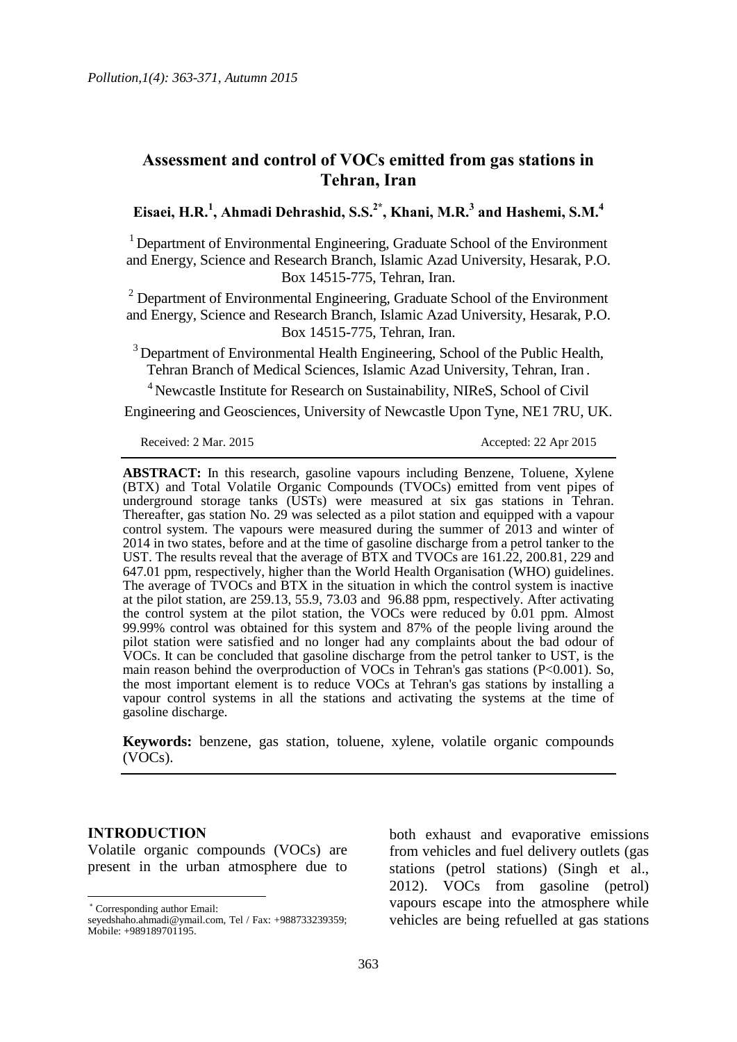# Assessment and control of VOCs emitted from gas stations in Tehran, Iran

**Eisaei, H.R.[1], Ahmadi Dehrashid, S.S.[2*], Khani, M.R.[3] and Hashemi, S.M.[4]**

[1] Department of Environmental Engineering, Graduate School of the Environment and Energy, Science and Research Branch, Islamic Azad University, Hesarak, P.O. Box 14515-775, Tehran, Iran.

[2] Department of Environmental Engineering, Graduate School of the Environment and Energy, Science and Research Branch, Islamic Azad University, Hesarak, P.O. Box 14515-775, Tehran, Iran.

[3] Department of Environmental Health Engineering, School of the Public Health, Tehran Branch of Medical Sciences, Islamic Azad University, Tehran, Iran.

[4] Newcastle Institute for Research on Sustainability, NIReS, School of Civil Engineering and Geosciences, University of Newcastle Upon Tyne, NE1 7RU, UK.

Received: 2 Mar. 2015 Accepted: 22 Apr 2015

**ABSTRACT:** In this research, gasoline vapours including Benzene, Toluene, Xylene (BTX) and Total Volatile Organic Compounds (TVOCs) emitted from vent pipes of underground storage tanks (USTs) were measured at six gas stations in Tehran. Thereafter, gas station No. 29 was selected as a pilot station and equipped with a vapour control system. The vapours were measured during the summer of 2013 and winter of 2014 in two states, before and at the time of gasoline discharge from a petrol tanker to the UST. The results reveal that the average of BTX and TVOCs are 161.22, 200.81, 229 and 647.01 ppm, respectively, higher than the World Health Organisation (WHO) guidelines. The average of TVOCs and BTX in the situation in which the control system is inactive at the pilot station, are 259.13, 55.9, 73.03 and 96.88 ppm, respectively. After activating the control system at the pilot station, the VOCs were reduced by 0.01 ppm. Almost 99.99% control was obtained for this system and 87% of the people living around the pilot station were satisfied and no longer had any complaints about the bad odour of VOCs. It can be concluded that gasoline discharge from the petrol tanker to UST, is the main reason behind the overproduction of VOCs in Tehran's gas stations ($P<0.001$). So, the most important element is to reduce VOCs at Tehran's gas stations by installing a vapour control systems in all the stations and activating the systems at the time of gasoline discharge.

**Keywords:** benzene, gas station, toluene, xylene, volatile organic compounds (VOCs).

## INTRODUCTION

Volatile organic compounds (VOCs) are present in the urban atmosphere due to both exhaust and evaporative emissions from vehicles and fuel delivery outlets (gas stations (petrol stations) (Singh et al., 2012). VOCs from gasoline (petrol) vapours escape into the atmosphere while vehicles are being refuelled at gas stations

* Corresponding author Email: seyedshaho.ahmadi@ymail.com, Tel / Fax: +988733239359; Mobile: +989189701195.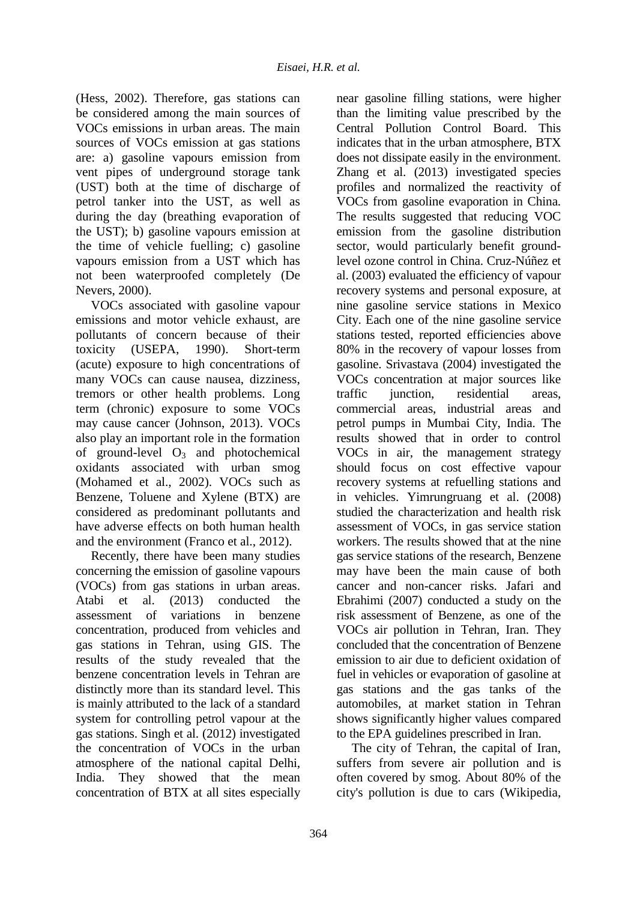(Hess, 2002). Therefore, gas stations can be considered among the main sources of VOCs emissions in urban areas. The main sources of VOCs emission at gas stations are: a) gasoline vapours emission from vent pipes of underground storage tank (UST) both at the time of discharge of petrol tanker into the UST, as well as during the day (breathing evaporation of the UST); b) gasoline vapours emission at the time of vehicle fuelling; c) gasoline vapours emission from a UST which has not been waterproofed completely (De Nevers, 2000).

VOCs associated with gasoline vapour emissions and motor vehicle exhaust, are pollutants of concern because of their toxicity (USEPA, 1990). Short-term (acute) exposure to high concentrations of many VOCs can cause nausea, dizziness, tremors or other health problems. Long term (chronic) exposure to some VOCs may cause cancer (Johnson, 2013). VOCs also play an important role in the formation of ground-level $O_3$ and photochemical oxidants associated with urban smog (Mohamed et al., 2002). VOCs such as Benzene, Toluene and Xylene (BTX) are considered as predominant pollutants and have adverse effects on both human health and the environment (Franco et al., 2012).

Recently, there have been many studies concerning the emission of gasoline vapours (VOCs) from gas stations in urban areas. Atabi et al. (2013) conducted the assessment of variations in benzene concentration, produced from vehicles and gas stations in Tehran, using GIS. The results of the study revealed that the benzene concentration levels in Tehran are distinctly more than its standard level. This is mainly attributed to the lack of a standard system for controlling petrol vapour at the gas stations. Singh et al. (2012) investigated the concentration of VOCs in the urban atmosphere of the national capital Delhi, India. They showed that the mean concentration of BTX at all sites especially near gasoline filling stations, were higher than the limiting value prescribed by the Central Pollution Control Board. This indicates that in the urban atmosphere, BTX does not dissipate easily in the environment. Zhang et al. (2013) investigated species profiles and normalized the reactivity of VOCs from gasoline evaporation in China. The results suggested that reducing VOC emission from the gasoline distribution sector, would particularly benefit ground-level ozone control in China. Cruz-Núñez et al. (2003) evaluated the efficiency of vapour recovery systems and personal exposure, at nine gasoline service stations in Mexico City. Each one of the nine gasoline service stations tested, reported efficiencies above 80% in the recovery of vapour losses from gasoline. Srivastava (2004) investigated the VOCs concentration at major sources like traffic junction, residential areas, commercial areas, industrial areas and petrol pumps in Mumbai City, India. The results showed that in order to control VOCs in air, the management strategy should focus on cost effective vapour recovery systems at refuelling stations and in vehicles. Yimrungruang et al. (2008) studied the characterization and health risk assessment of VOCs, in gas service station workers. The results showed that at the nine gas service stations of the research, Benzene may have been the main cause of both cancer and non-cancer risks. Jafari and Ebrahimi (2007) conducted a study on the risk assessment of Benzene, as one of the VOCs air pollution in Tehran, Iran. They concluded that the concentration of Benzene emission to air due to deficient oxidation of fuel in vehicles or evaporation of gasoline at gas stations and the gas tanks of the automobiles, at market station in Tehran shows significantly higher values compared to the EPA guidelines prescribed in Iran.

The city of Tehran, the capital of Iran, suffers from severe air pollution and is often covered by smog. About 80% of the city's pollution is due to cars (Wikipedia,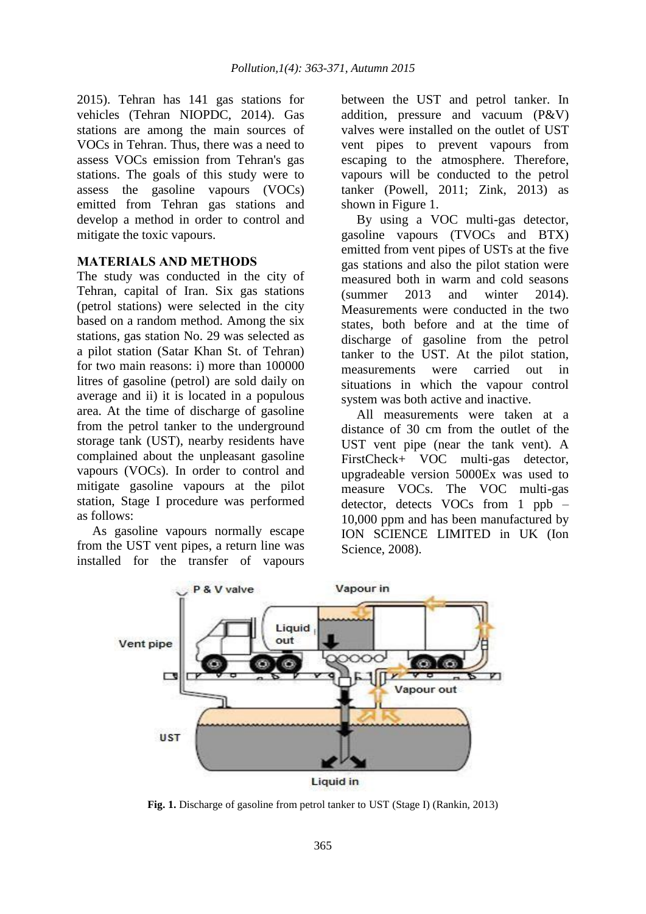2015). Tehran has 141 gas stations for vehicles (Tehran NIOPDC, 2014). Gas stations are among the main sources of VOCs in Tehran. Thus, there was a need to assess VOCs emission from Tehran's gas stations. The goals of this study were to assess the gasoline vapours (VOCs) emitted from Tehran gas stations and develop a method in order to control and mitigate the toxic vapours.

## MATERIALS AND METHODS

The study was conducted in the city of Tehran, capital of Iran. Six gas stations (petrol stations) were selected in the city based on a random method. Among the six stations, gas station No. 29 was selected as a pilot station (Satar Khan St. of Tehran) for two main reasons: i) more than 100000 litres of gasoline (petrol) are sold daily on average and ii) it is located in a populous area. At the time of discharge of gasoline from the petrol tanker to the underground storage tank (UST), nearby residents have complained about the unpleasant gasoline vapours (VOCs). In order to control and mitigate gasoline vapours at the pilot station, Stage I procedure was performed as follows:

As gasoline vapours normally escape from the UST vent pipes, a return line was installed for the transfer of vapours between the UST and petrol tanker. In addition, pressure and vacuum (P&V) valves were installed on the outlet of UST vent pipes to prevent vapours from escaping to the atmosphere. Therefore, vapours will be conducted to the petrol tanker (Powell, 2011; Zink, 2013) as shown in Figure 1.

By using a VOC multi-gas detector, gasoline vapours (TVOCs and BTX) emitted from vent pipes of USTs at the five gas stations and also the pilot station were measured both in warm and cold seasons (summer 2013 and winter 2014). Measurements were conducted in the two states, both before and at the time of discharge of gasoline from the petrol tanker to the UST. At the pilot station, measurements were carried out in situations in which the vapour control system was both active and inactive.

All measurements were taken at a distance of 30 cm from the outlet of the UST vent pipe (near the tank vent). A FirstCheck+ VOC multi-gas detector, upgradeable version 5000Ex was used to measure VOCs. The VOC multi-gas detector, detects VOCs from 1 ppb – 10,000 ppm and has been manufactured by ION SCIENCE LIMITED in UK (Ion Science, 2008).

**Fig. 1.** Discharge of gasoline from petrol tanker to UST (Stage I) (Rankin, 2013)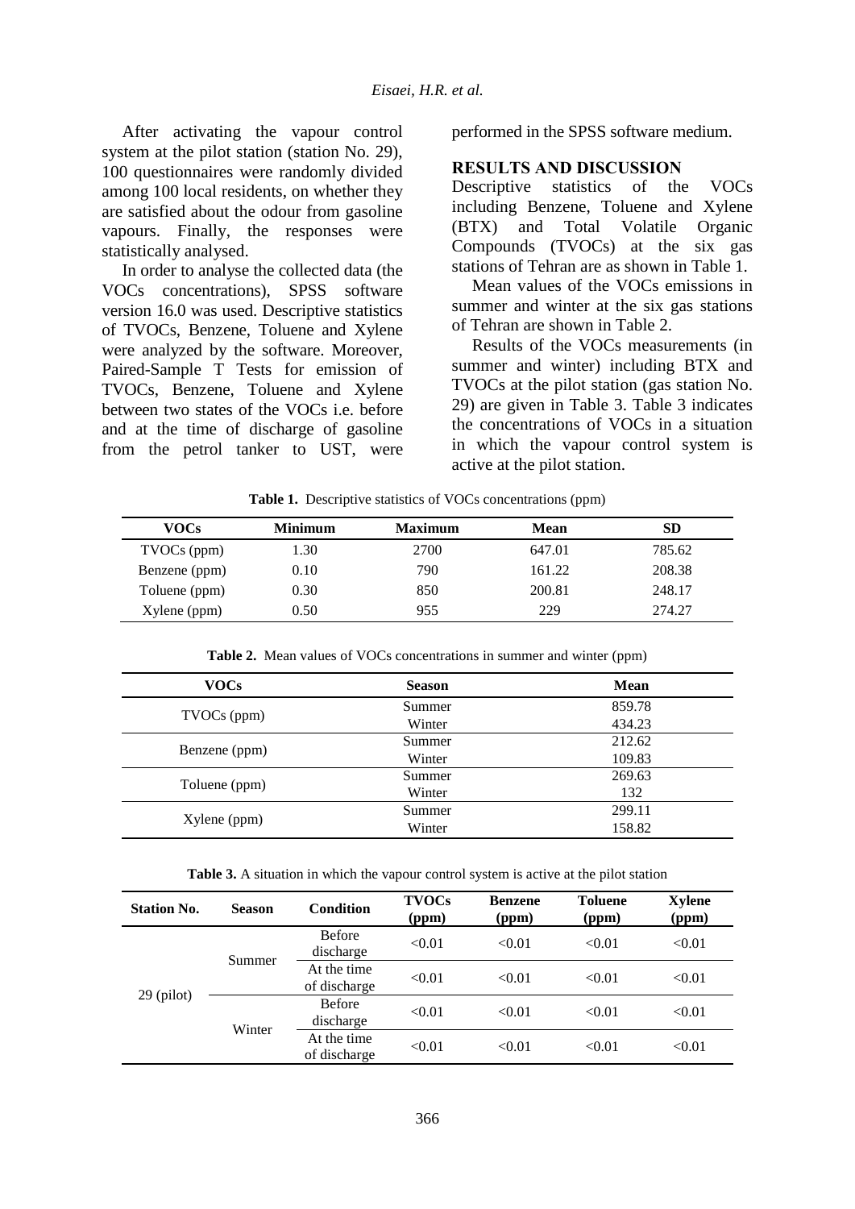After activating the vapour control system at the pilot station (station No. 29), 100 questionnaires were randomly divided among 100 local residents, on whether they are satisfied about the odour from gasoline vapours. Finally, the responses were statistically analysed.

In order to analyse the collected data (the VOCs concentrations), SPSS software version 16.0 was used. Descriptive statistics of TVOCs, Benzene, Toluene and Xylene were analyzed by the software. Moreover, Paired-Sample T Tests for emission of TVOCs, Benzene, Toluene and Xylene between two states of the VOCs i.e. before and at the time of discharge of gasoline from the petrol tanker to UST, were performed in the SPSS software medium.

## RESULTS AND DISCUSSION

Descriptive statistics of the VOCs including Benzene, Toluene and Xylene (BTX) and Total Volatile Organic Compounds (TVOCs) at the six gas stations of Tehran are as shown in Table 1.

Mean values of the VOCs emissions in summer and winter at the six gas stations of Tehran are shown in Table 2.

Results of the VOCs measurements (in summer and winter) including BTX and TVOCs at the pilot station (gas station No. 29) are given in Table 3. Table 3 indicates the concentrations of VOCs in a situation in which the vapour control system is active at the pilot station.

**Table 1.** Descriptive statistics of VOCs concentrations (ppm)

| VOCs | Minimum | Maximum | Mean | SD |
|---|---|---|---|---|
| TVOCs (ppm) | 1.30 | 2700 | 647.01 | 785.62 |
| Benzene (ppm) | 0.10 | 790 | 161.22 | 208.38 |
| Toluene (ppm) | 0.30 | 850 | 200.81 | 248.17 |
| Xylene (ppm) | 0.50 | 955 | 229 | 274.27 |

**Table 2.** Mean values of VOCs concentrations in summer and winter (ppm)

| VOCs | Season | Mean |
|---|---|---|
| TVOCs (ppm) | Summer | 859.78 |
| | Winter | 434.23 |
| Benzene (ppm) | Summer | 212.62 |
| | Winter | 109.83 |
| Toluene (ppm) | Summer | 269.63 |
| | Winter | 132 |
| Xylene (ppm) | Summer | 299.11 |
| | Winter | 158.82 |

**Table 3.** A situation in which the vapour control system is active at the pilot station

| Station No. | Season | Condition | TVOCs (ppm) | Benzene (ppm) | Toluene (ppm) | Xylene (ppm) |
|---|---|---|---|---|---|---|
| 29 (pilot) | Summer | Before discharge | <0.01 | <0.01 | <0.01 | <0.01 |
| | | At the time of discharge | <0.01 | <0.01 | <0.01 | <0.01 |
| | Winter | Before discharge | <0.01 | <0.01 | <0.01 | <0.01 |
| | | At the time of discharge | <0.01 | <0.01 | <0.01 | <0.01 |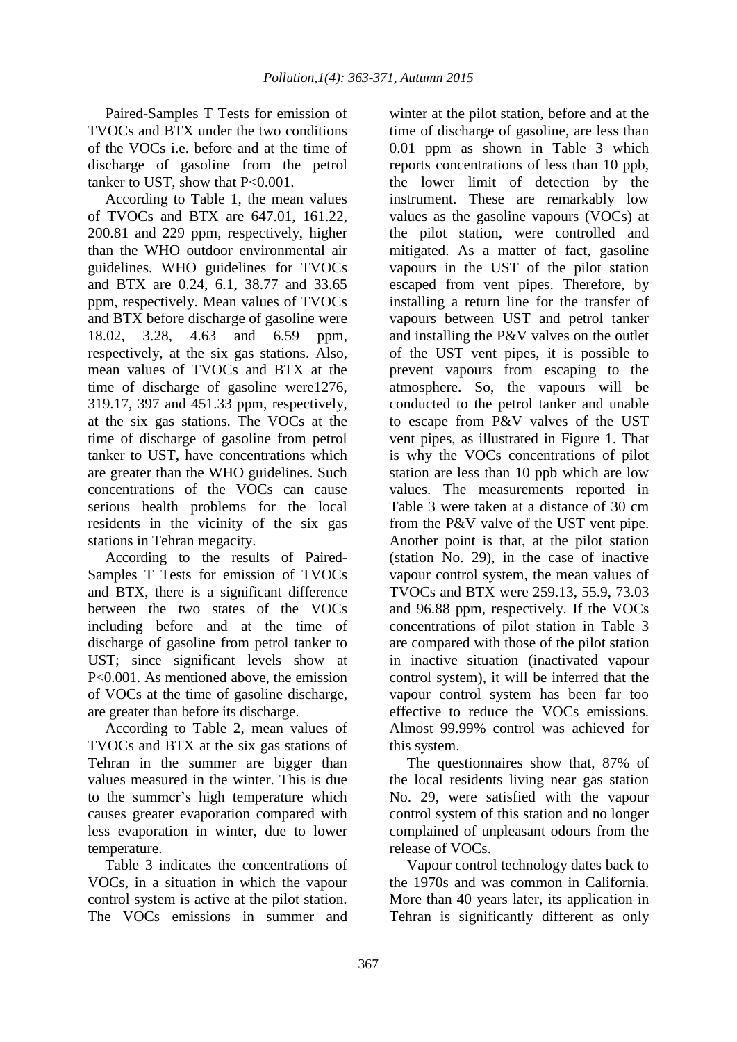Paired-Samples T Tests for emission of TVOCs and BTX under the two conditions of the VOCs i.e. before and at the time of discharge of gasoline from the petrol tanker to UST, show that $P<0.001$.

According to Table 1, the mean values of TVOCs and BTX are 647.01, 161.22, 200.81 and 229 ppm, respectively, higher than the WHO outdoor environmental air guidelines. WHO guidelines for TVOCs and BTX are 0.24, 6.1, 38.77 and 33.65 ppm, respectively. Mean values of TVOCs and BTX before discharge of gasoline were 18.02, 3.28, 4.63 and 6.59 ppm, respectively, at the six gas stations. Also, mean values of TVOCs and BTX at the time of discharge of gasoline were1276, 319.17, 397 and 451.33 ppm, respectively, at the six gas stations. The VOCs at the time of discharge of gasoline from petrol tanker to UST, have concentrations which are greater than the WHO guidelines. Such concentrations of the VOCs can cause serious health problems for the local residents in the vicinity of the six gas stations in Tehran megacity.

According to the results of Paired-Samples T Tests for emission of TVOCs and BTX, there is a significant difference between the two states of the VOCs including before and at the time of discharge of gasoline from petrol tanker to UST; since significant levels show at $P<0.001$. As mentioned above, the emission of VOCs at the time of gasoline discharge, are greater than before its discharge.

According to Table 2, mean values of TVOCs and BTX at the six gas stations of Tehran in the summer are bigger than values measured in the winter. This is due to the summer's high temperature which causes greater evaporation compared with less evaporation in winter, due to lower temperature.

Table 3 indicates the concentrations of VOCs, in a situation in which the vapour control system is active at the pilot station. The VOCs emissions in summer and winter at the pilot station, before and at the time of discharge of gasoline, are less than 0.01 ppm as shown in Table 3 which reports concentrations of less than 10 ppb, the lower limit of detection by the instrument. These are remarkably low values as the gasoline vapours (VOCs) at the pilot station, were controlled and mitigated. As a matter of fact, gasoline vapours in the UST of the pilot station escaped from vent pipes. Therefore, by installing a return line for the transfer of vapours between UST and petrol tanker and installing the P&V valves on the outlet of the UST vent pipes, it is possible to prevent vapours from escaping to the atmosphere. So, the vapours will be conducted to the petrol tanker and unable to escape from P&V valves of the UST vent pipes, as illustrated in Figure 1. That is why the VOCs concentrations of pilot station are less than 10 ppb which are low values. The measurements reported in Table 3 were taken at a distance of 30 cm from the P&V valve of the UST vent pipe. Another point is that, at the pilot station (station No. 29), in the case of inactive vapour control system, the mean values of TVOCs and BTX were 259.13, 55.9, 73.03 and 96.88 ppm, respectively. If the VOCs concentrations of pilot station in Table 3 are compared with those of the pilot station in inactive situation (inactivated vapour control system), it will be inferred that the vapour control system has been far too effective to reduce the VOCs emissions. Almost 99.99% control was achieved for this system.

The questionnaires show that, 87% of the local residents living near gas station No. 29, were satisfied with the vapour control system of this station and no longer complained of unpleasant odours from the release of VOCs.

Vapour control technology dates back to the 1970s and was common in California. More than 40 years later, its application in Tehran is significantly different as only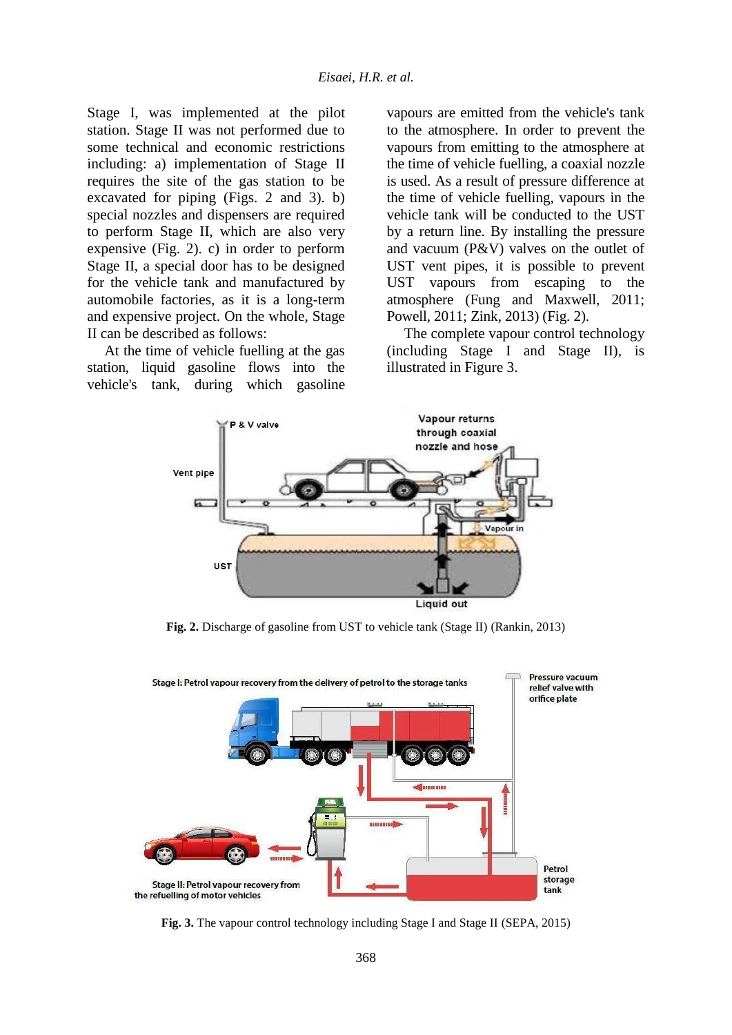Stage I, was implemented at the pilot station. Stage II was not performed due to some technical and economic restrictions including: a) implementation of Stage II requires the site of the gas station to be excavated for piping (Figs. 2 and 3). b) special nozzles and dispensers are required to perform Stage II, which are also very expensive (Fig. 2). c) in order to perform Stage II, a special door has to be designed for the vehicle tank and manufactured by automobile factories, as it is a long-term and expensive project. On the whole, Stage II can be described as follows:

At the time of vehicle fuelling at the gas station, liquid gasoline flows into the vehicle's tank, during which gasoline vapours are emitted from the vehicle's tank to the atmosphere. In order to prevent the vapours from emitting to the atmosphere at the time of vehicle fuelling, a coaxial nozzle is used. As a result of pressure difference at the time of vehicle fuelling, vapours in the vehicle tank will be conducted to the UST by a return line. By installing the pressure and vacuum (P&V) valves on the outlet of UST vent pipes, it is possible to prevent UST vapours from escaping to the atmosphere (Fung and Maxwell, 2011; Powell, 2011; Zink, 2013) (Fig. 2).

The complete vapour control technology (including Stage I and Stage II), is illustrated in Figure 3.

**Fig. 2.** Discharge of gasoline from UST to vehicle tank (Stage II) (Rankin, 2013)

**Fig. 3.** The vapour control technology including Stage I and Stage II (SEPA, 2015)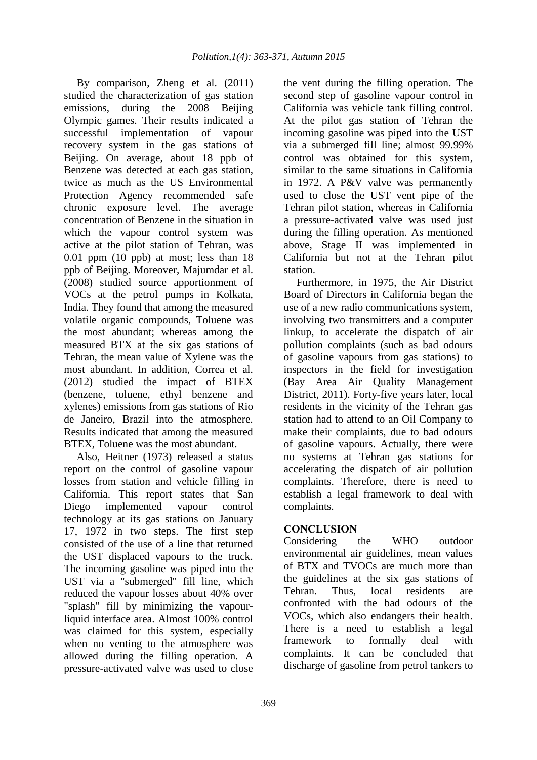By comparison, Zheng et al. (2011) studied the characterization of gas station emissions, during the 2008 Beijing Olympic games. Their results indicated a successful implementation of vapour recovery system in the gas stations of Beijing. On average, about 18 ppb of Benzene was detected at each gas station, twice as much as the US Environmental Protection Agency recommended safe chronic exposure level. The average concentration of Benzene in the situation in which the vapour control system was active at the pilot station of Tehran, was 0.01 ppm (10 ppb) at most; less than 18 ppb of Beijing. Moreover, Majumdar et al. (2008) studied source apportionment of VOCs at the petrol pumps in Kolkata, India. They found that among the measured volatile organic compounds, Toluene was the most abundant; whereas among the measured BTX at the six gas stations of Tehran, the mean value of Xylene was the most abundant. In addition, Correa et al. (2012) studied the impact of BTEX (benzene, toluene, ethyl benzene and xylenes) emissions from gas stations of Rio de Janeiro, Brazil into the atmosphere. Results indicated that among the measured BTEX, Toluene was the most abundant.

Also, Heitner (1973) released a status report on the control of gasoline vapour losses from station and vehicle filling in California. This report states that San Diego implemented vapour control technology at its gas stations on January 17, 1972 in two steps. The first step consisted of the use of a line that returned the UST displaced vapours to the truck. The incoming gasoline was piped into the UST via a "submerged" fill line, which reduced the vapour losses about 40% over "splash" fill by minimizing the vapour-liquid interface area. Almost 100% control was claimed for this system, especially when no venting to the atmosphere was allowed during the filling operation. A pressure-activated valve was used to close the vent during the filling operation. The second step of gasoline vapour control in California was vehicle tank filling control. At the pilot gas station of Tehran the incoming gasoline was piped into the UST via a submerged fill line; almost 99.99% control was obtained for this system, similar to the same situations in California in 1972. A P&V valve was permanently used to close the UST vent pipe of the Tehran pilot station, whereas in California a pressure-activated valve was used just during the filling operation. As mentioned above, Stage II was implemented in California but not at the Tehran pilot station.

Furthermore, in 1975, the Air District Board of Directors in California began the use of a new radio communications system, involving two transmitters and a computer linkup, to accelerate the dispatch of air pollution complaints (such as bad odours of gasoline vapours from gas stations) to inspectors in the field for investigation (Bay Area Air Quality Management District, 2011). Forty-five years later, local residents in the vicinity of the Tehran gas station had to attend to an Oil Company to make their complaints, due to bad odours of gasoline vapours. Actually, there were no systems at Tehran gas stations for accelerating the dispatch of air pollution complaints. Therefore, there is need to establish a legal framework to deal with complaints.

## CONCLUSION

Considering the WHO outdoor environmental air guidelines, mean values of BTX and TVOCs are much more than the guidelines at the six gas stations of Tehran. Thus, local residents are confronted with the bad odours of the VOCs, which also endangers their health. There is a need to establish a legal framework to formally deal with complaints. It can be concluded that discharge of gasoline from petrol tankers to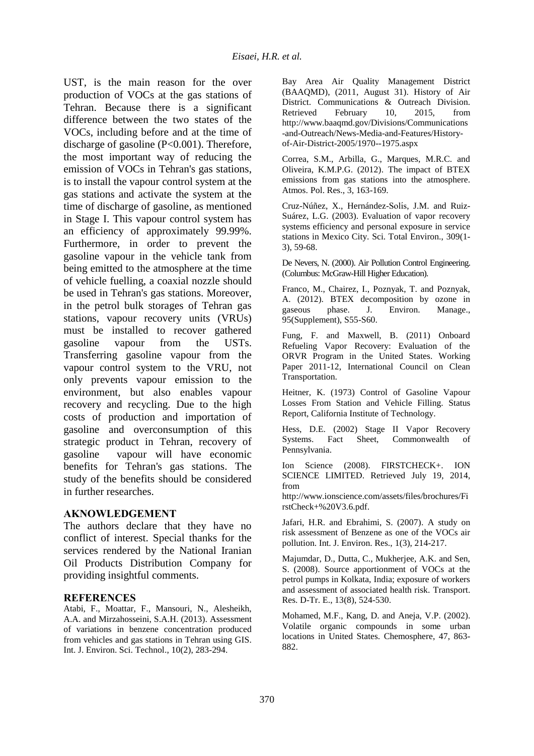UST, is the main reason for the over production of VOCs at the gas stations of Tehran. Because there is a significant difference between the two states of the VOCs, including before and at the time of discharge of gasoline ($P<0.001$). Therefore, the most important way of reducing the emission of VOCs in Tehran's gas stations, is to install the vapour control system at the gas stations and activate the system at the time of discharge of gasoline, as mentioned in Stage I. This vapour control system has an efficiency of approximately 99.99%. Furthermore, in order to prevent the gasoline vapour in the vehicle tank from being emitted to the atmosphere at the time of vehicle fuelling, a coaxial nozzle should be used in Tehran's gas stations. Moreover, in the petrol bulk storages of Tehran gas stations, vapour recovery units (VRUs) must be installed to recover gathered gasoline vapour from the USTs. Transferring gasoline vapour from the vapour control system to the VRU, not only prevents vapour emission to the environment, but also enables vapour recovery and recycling. Due to the high costs of production and importation of gasoline and overconsumption of this strategic product in Tehran, recovery of gasoline vapour will have economic benefits for Tehran's gas stations. The study of the benefits should be considered in further researches.

## AKNOWLEDGEMENT

The authors declare that they have no conflict of interest. Special thanks for the services rendered by the National Iranian Oil Products Distribution Company for providing insightful comments.

## REFERENCES

Atabi, F., Moattar, F., Mansouri, N., Alesheikh, A.A. and Mirzahosseini, S.A.H. (2013). Assessment of variations in benzene concentration produced from vehicles and gas stations in Tehran using GIS. Int. J. Environ. Sci. Technol., 10(2), 283-294.

Bay Area Air Quality Management District (BAAQMD), (2011, August 31). History of Air District. Communications & Outreach Division. Retrieved February 10, 2015, from http://www.baaqmd.gov/Divisions/Communications-and-Outreach/News-Media-and-Features/History-of-Air-District-2005/1970--1975.aspx

Correa, S.M., Arbilla, G., Marques, M.R.C. and Oliveira, K.M.P.G. (2012). The impact of BTEX emissions from gas stations into the atmosphere. Atmos. Pol. Res., 3, 163-169.

Cruz-Núñez, X., Hernández-Solís, J.M. and Ruiz-Suárez, L.G. (2003). Evaluation of vapor recovery systems efficiency and personal exposure in service stations in Mexico City. Sci. Total Environ., 309(1-3), 59-68.

De Nevers, N. (2000). Air Pollution Control Engineering. (Columbus: McGraw-Hill Higher Education).

Franco, M., Chairez, I., Poznyak, T. and Poznyak, A. (2012). BTEX decomposition by ozone in gaseous phase. J. Environ. Manage., 95(Supplement), S55-S60.

Fung, F. and Maxwell, B. (2011) Onboard Refueling Vapor Recovery: Evaluation of the ORVR Program in the United States. Working Paper 2011-12, International Council on Clean Transportation.

Heitner, K. (1973) Control of Gasoline Vapour Losses From Station and Vehicle Filling. Status Report, California Institute of Technology.

Hess, D.E. (2002) Stage II Vapor Recovery Systems. Fact Sheet, Commonwealth of Pennsylvania.

Ion Science (2008). FIRSTCHECK+. ION SCIENCE LIMITED. Retrieved July 19, 2014, from http://www.ionscience.com/assets/files/brochures/FirstCheck+%20V3.6.pdf.

Jafari, H.R. and Ebrahimi, S. (2007). A study on risk assessment of Benzene as one of the VOCs air pollution. Int. J. Environ. Res., 1(3), 214-217.

Majumdar, D., Dutta, C., Mukherjee, A.K. and Sen, S. (2008). Source apportionment of VOCs at the petrol pumps in Kolkata, India; exposure of workers and assessment of associated health risk. Transport. Res. D-Tr. E., 13(8), 524-530.

Mohamed, M.F., Kang, D. and Aneja, V.P. (2002). Volatile organic compounds in some urban locations in United States. Chemosphere, 47, 863-882.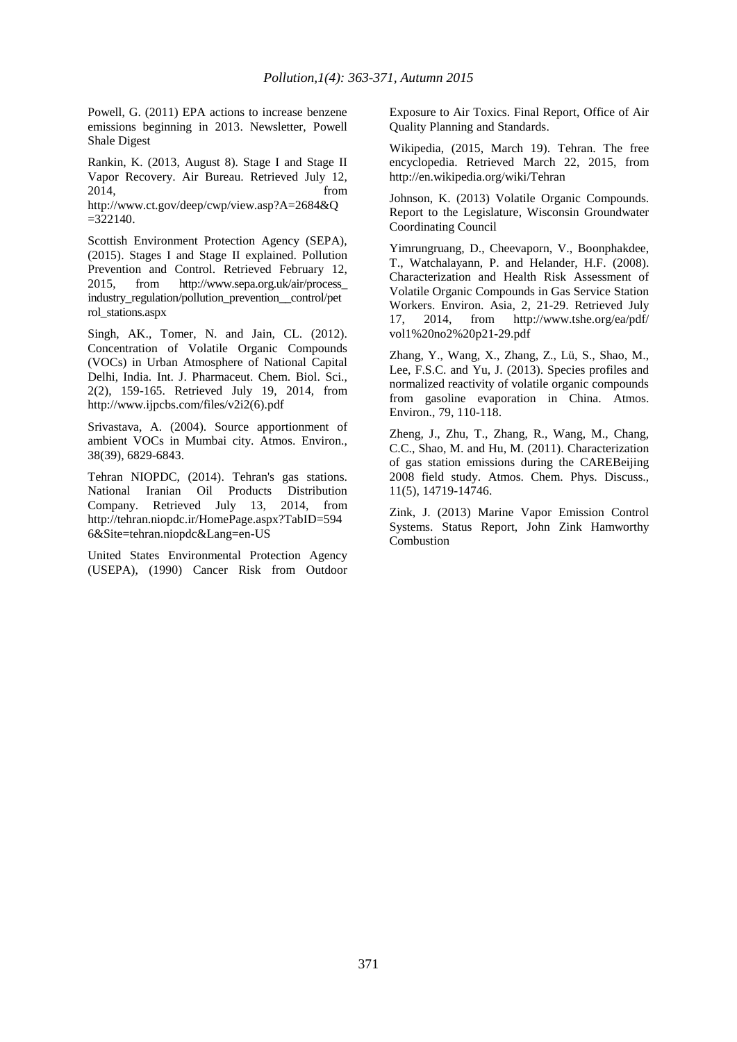Powell, G. (2011) EPA actions to increase benzene emissions beginning in 2013. Newsletter, Powell Shale Digest

Rankin, K. (2013, August 8). Stage I and Stage II Vapor Recovery. Air Bureau. Retrieved July 12, 2014, from http://www.ct.gov/deep/cwp/view.asp?A=2684&Q=322140.

Scottish Environment Protection Agency (SEPA), (2015). Stages I and Stage II explained. Pollution Prevention and Control. Retrieved February 12, 2015, from http://www.sepa.org.uk/air/process_industry_regulation/pollution_prevention__control/petrol_stations.aspx

Singh, AK., Tomer, N. and Jain, CL. (2012). Concentration of Volatile Organic Compounds (VOCs) in Urban Atmosphere of National Capital Delhi, India. Int. J. Pharmaceut. Chem. Biol. Sci., 2(2), 159-165. Retrieved July 19, 2014, from http://www.ijpcbs.com/files/v2i2(6).pdf

Srivastava, A. (2004). Source apportionment of ambient VOCs in Mumbai city. Atmos. Environ., 38(39), 6829-6843.

Tehran NIOPDC, (2014). Tehran's gas stations. National Iranian Oil Products Distribution Company. Retrieved July 13, 2014, from http://tehran.niopdc.ir/HomePage.aspx?TabID=5946&Site=tehran.niopdc&Lang=en-US

United States Environmental Protection Agency (USEPA), (1990) Cancer Risk from Outdoor Exposure to Air Toxics. Final Report, Office of Air Quality Planning and Standards.

Wikipedia, (2015, March 19). Tehran. The free encyclopedia. Retrieved March 22, 2015, from http://en.wikipedia.org/wiki/Tehran

Johnson, K. (2013) Volatile Organic Compounds. Report to the Legislature, Wisconsin Groundwater Coordinating Council

Yimrungruang, D., Cheevaporn, V., Boonphakdee, T., Watchalayann, P. and Helander, H.F. (2008). Characterization and Health Risk Assessment of Volatile Organic Compounds in Gas Service Station Workers. Environ. Asia, 2, 21-29. Retrieved July 17, 2014, from http://www.tshe.org/ea/pdf/vol1%20no2%20p21-29.pdf

Zhang, Y., Wang, X., Zhang, Z., Lü, S., Shao, M., Lee, F.S.C. and Yu, J. (2013). Species profiles and normalized reactivity of volatile organic compounds from gasoline evaporation in China. Atmos. Environ., 79, 110-118.

Zheng, J., Zhu, T., Zhang, R., Wang, M., Chang, C.C., Shao, M. and Hu, M. (2011). Characterization of gas station emissions during the CAREBeijing 2008 field study. Atmos. Chem. Phys. Discuss., 11(5), 14719-14746.

Zink, J. (2013) Marine Vapor Emission Control Systems. Status Report, John Zink Hamworthy Combustion